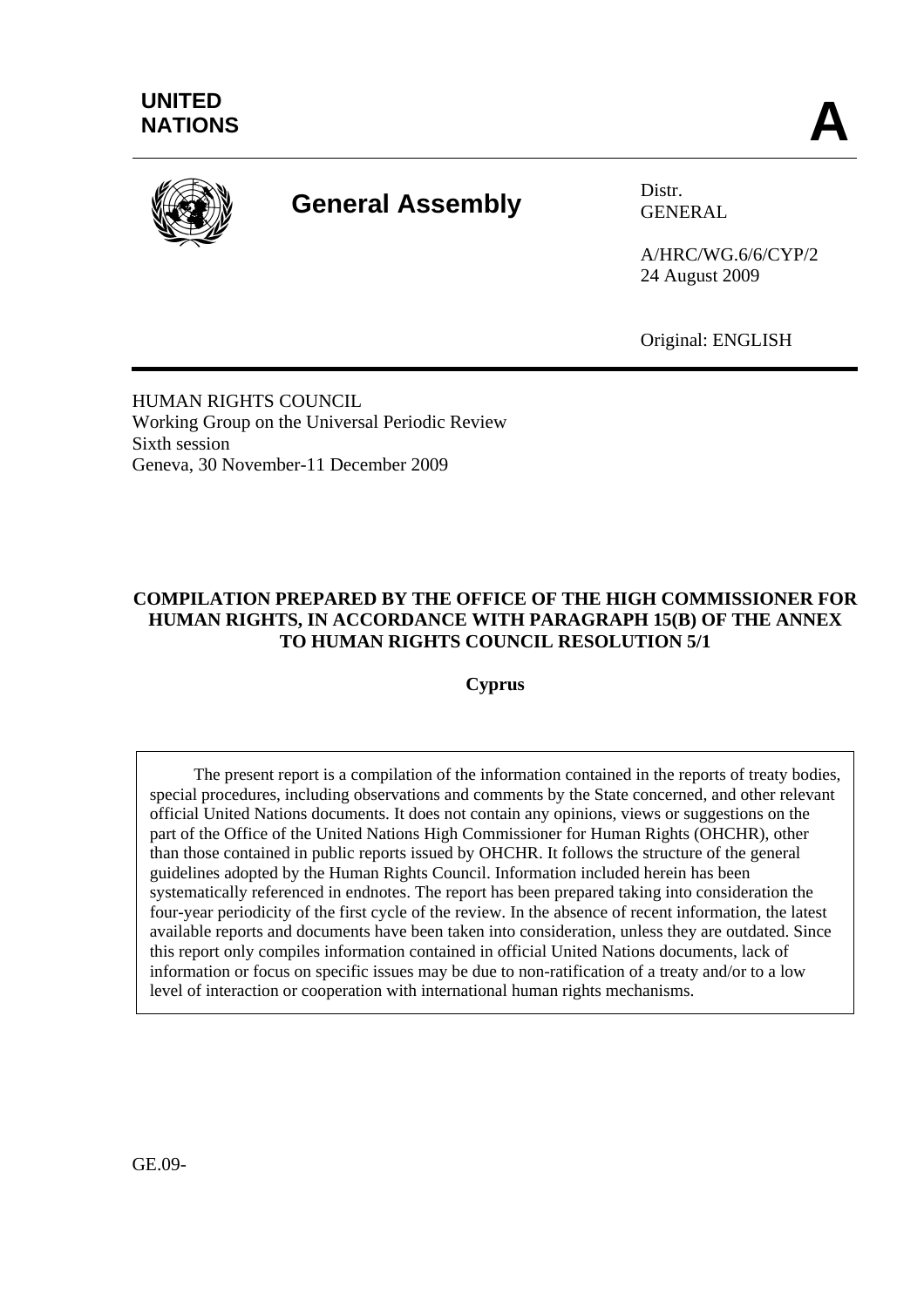UNITED NATIONS

# A

## General Assembly

Distr.
GENERAL

A/HRC/WG.6/6/CYP/2
24 August 2009

Original: ENGLISH

HUMAN RIGHTS COUNCIL
Working Group on the Universal Periodic Review
Sixth session
Geneva, 30 November-11 December 2009

### COMPILATION PREPARED BY THE OFFICE OF THE HIGH COMMISSIONER FOR HUMAN RIGHTS, IN ACCORDANCE WITH PARAGRAPH 15(B) OF THE ANNEX TO HUMAN RIGHTS COUNCIL RESOLUTION 5/1

**Cyprus**

The present report is a compilation of the information contained in the reports of treaty bodies, special procedures, including observations and comments by the State concerned, and other relevant official United Nations documents. It does not contain any opinions, views or suggestions on the part of the Office of the United Nations High Commissioner for Human Rights (OHCHR), other than those contained in public reports issued by OHCHR. It follows the structure of the general guidelines adopted by the Human Rights Council. Information included herein has been systematically referenced in endnotes. The report has been prepared taking into consideration the four-year periodicity of the first cycle of the review. In the absence of recent information, the latest available reports and documents have been taken into consideration, unless they are outdated. Since this report only compiles information contained in official United Nations documents, lack of information or focus on specific issues may be due to non-ratification of a treaty and/or to a low level of interaction or cooperation with international human rights mechanisms.

GE.09-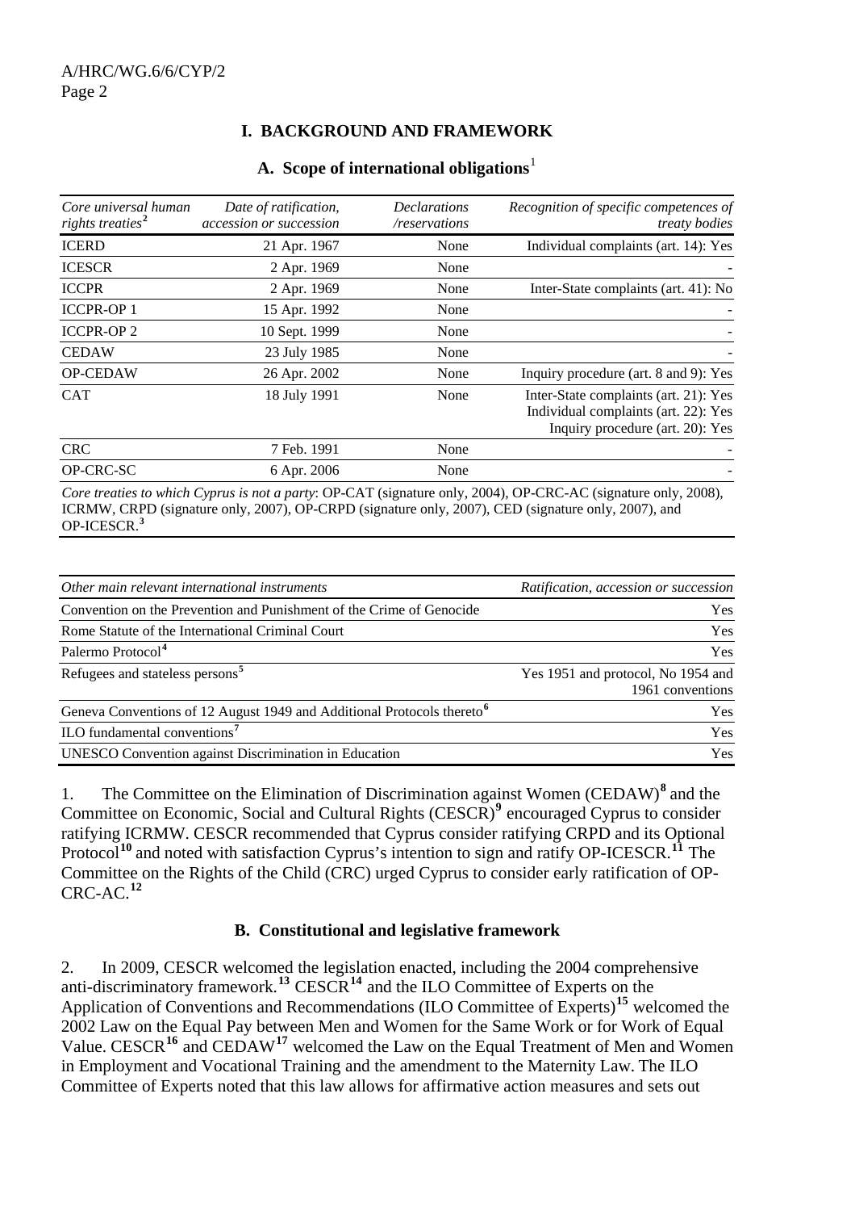## I. BACKGROUND AND FRAMEWORK

### A. Scope of international obligations[1]

| *Core universal human rights treaties*[2] | *Date of ratification, accession or succession* | *Declarations /reservations* | *Recognition of specific competences of treaty bodies* |
|---|---|---|---|
| ICERD | 21 Apr. 1967 | None | Individual complaints (art. 14): Yes |
| ICESCR | 2 Apr. 1969 | None | - |
| ICCPR | 2 Apr. 1969 | None | Inter-State complaints (art. 41): No |
| ICCPR-OP 1 | 15 Apr. 1992 | None | - |
| ICCPR-OP 2 | 10 Sept. 1999 | None | - |
| CEDAW | 23 July 1985 | None | - |
| OP-CEDAW | 26 Apr. 2002 | None | Inquiry procedure (art. 8 and 9): Yes |
| CAT | 18 July 1991 | None | Inter-State complaints (art. 21): Yes<br>Individual complaints (art. 22): Yes<br>Inquiry procedure (art. 20): Yes |
| CRC | 7 Feb. 1991 | None | - |
| OP-CRC-SC | 6 Apr. 2006 | None | - |

*Core treaties to which Cyprus is not a party*: OP-CAT (signature only, 2004), OP-CRC-AC (signature only, 2008), ICRMW, CRPD (signature only, 2007), OP-CRPD (signature only, 2007), CED (signature only, 2007), and OP-ICESCR.[3]

| *Other main relevant international instruments* | *Ratification, accession or succession* |
|---|---|
| Convention on the Prevention and Punishment of the Crime of Genocide | Yes |
| Rome Statute of the International Criminal Court | Yes |
| Palermo Protocol[4] | Yes |
| Refugees and stateless persons[5] | Yes 1951 and protocol, No 1954 and 1961 conventions |
| Geneva Conventions of 12 August 1949 and Additional Protocols thereto[6] | Yes |
| ILO fundamental conventions[7] | Yes |
| UNESCO Convention against Discrimination in Education | Yes |

1. The Committee on the Elimination of Discrimination against Women (CEDAW)[8] and the Committee on Economic, Social and Cultural Rights (CESCR)[9] encouraged Cyprus to consider ratifying ICRMW. CESCR recommended that Cyprus consider ratifying CRPD and its Optional Protocol[10] and noted with satisfaction Cyprus's intention to sign and ratify OP-ICESCR.[11] The Committee on the Rights of the Child (CRC) urged Cyprus to consider early ratification of OP-CRC-AC.[12]

### B. Constitutional and legislative framework

2. In 2009, CESCR welcomed the legislation enacted, including the 2004 comprehensive anti-discriminatory framework.[13] CESCR[14] and the ILO Committee of Experts on the Application of Conventions and Recommendations (ILO Committee of Experts)[15] welcomed the 2002 Law on the Equal Pay between Men and Women for the Same Work or for Work of Equal Value. CESCR[16] and CEDAW[17] welcomed the Law on the Equal Treatment of Men and Women in Employment and Vocational Training and the amendment to the Maternity Law. The ILO Committee of Experts noted that this law allows for affirmative action measures and sets out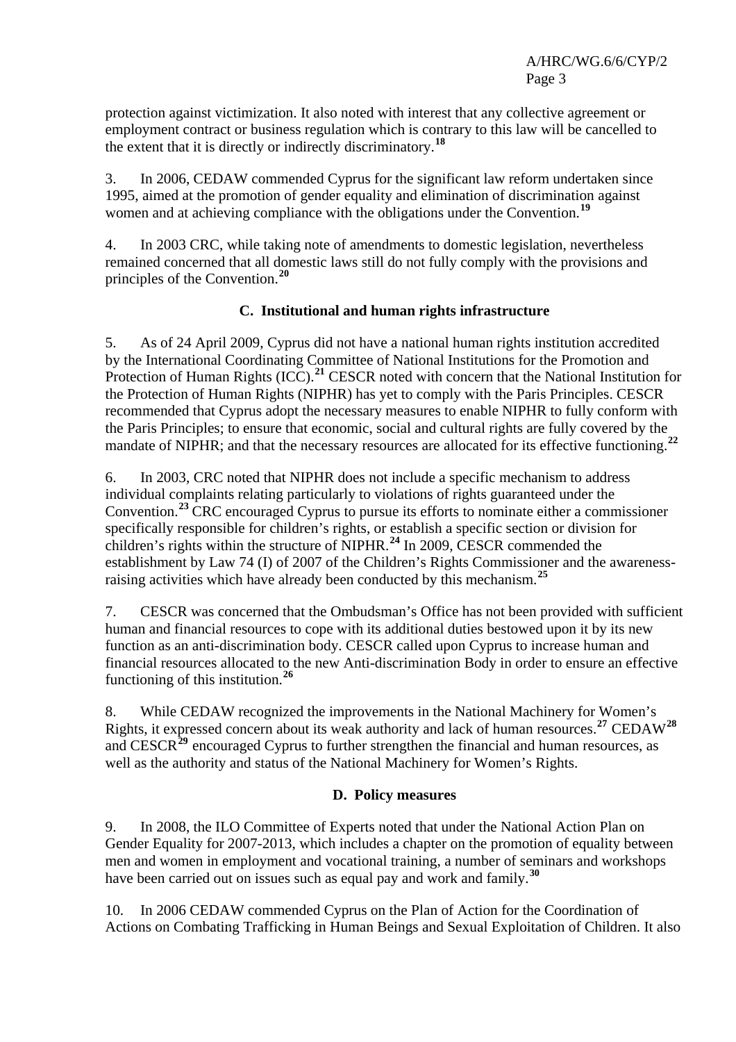protection against victimization. It also noted with interest that any collective agreement or employment contract or business regulation which is contrary to this law will be cancelled to the extent that it is directly or indirectly discriminatory.[18]

3. In 2006, CEDAW commended Cyprus for the significant law reform undertaken since 1995, aimed at the promotion of gender equality and elimination of discrimination against women and at achieving compliance with the obligations under the Convention.[19]

4. In 2003 CRC, while taking note of amendments to domestic legislation, nevertheless remained concerned that all domestic laws still do not fully comply with the provisions and principles of the Convention.[20]

### C. Institutional and human rights infrastructure

5. As of 24 April 2009, Cyprus did not have a national human rights institution accredited by the International Coordinating Committee of National Institutions for the Promotion and Protection of Human Rights (ICC).[21] CESCR noted with concern that the National Institution for the Protection of Human Rights (NIPHR) has yet to comply with the Paris Principles. CESCR recommended that Cyprus adopt the necessary measures to enable NIPHR to fully conform with the Paris Principles; to ensure that economic, social and cultural rights are fully covered by the mandate of NIPHR; and that the necessary resources are allocated for its effective functioning.[22]

6. In 2003, CRC noted that NIPHR does not include a specific mechanism to address individual complaints relating particularly to violations of rights guaranteed under the Convention.[23] CRC encouraged Cyprus to pursue its efforts to nominate either a commissioner specifically responsible for children's rights, or establish a specific section or division for children's rights within the structure of NIPHR.[24] In 2009, CESCR commended the establishment by Law 74 (I) of 2007 of the Children's Rights Commissioner and the awareness-raising activities which have already been conducted by this mechanism.[25]

7. CESCR was concerned that the Ombudsman's Office has not been provided with sufficient human and financial resources to cope with its additional duties bestowed upon it by its new function as an anti-discrimination body. CESCR called upon Cyprus to increase human and financial resources allocated to the new Anti-discrimination Body in order to ensure an effective functioning of this institution.[26]

8. While CEDAW recognized the improvements in the National Machinery for Women's Rights, it expressed concern about its weak authority and lack of human resources.[27] CEDAW[28] and CESCR[29] encouraged Cyprus to further strengthen the financial and human resources, as well as the authority and status of the National Machinery for Women's Rights.

### D. Policy measures

9. In 2008, the ILO Committee of Experts noted that under the National Action Plan on Gender Equality for 2007-2013, which includes a chapter on the promotion of equality between men and women in employment and vocational training, a number of seminars and workshops have been carried out on issues such as equal pay and work and family.[30]

10. In 2006 CEDAW commended Cyprus on the Plan of Action for the Coordination of Actions on Combating Trafficking in Human Beings and Sexual Exploitation of Children. It also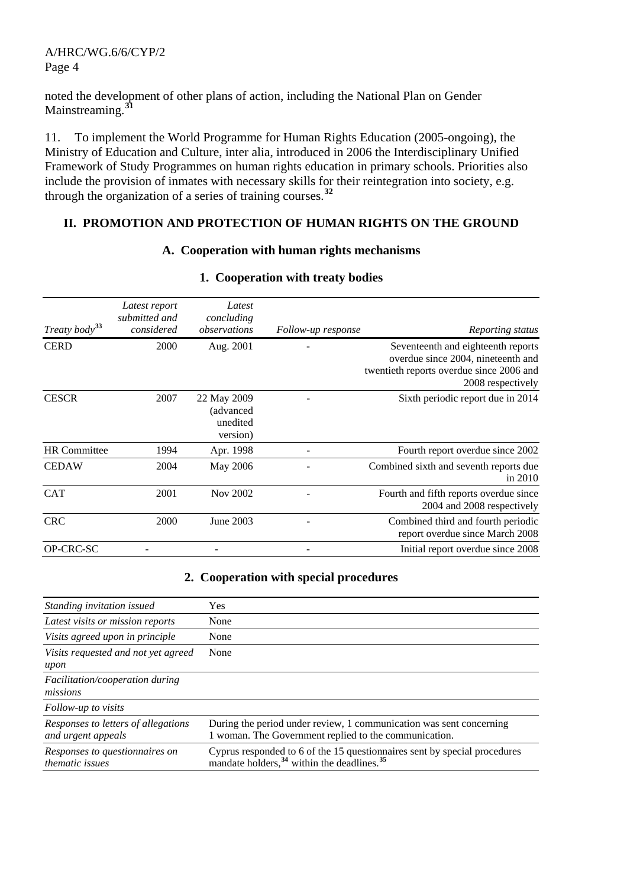noted the development of other plans of action, including the National Plan on Gender Mainstreaming.[31]

11. To implement the World Programme for Human Rights Education (2005-ongoing), the Ministry of Education and Culture, inter alia, introduced in 2006 the Interdisciplinary Unified Framework of Study Programmes on human rights education in primary schools. Priorities also include the provision of inmates with necessary skills for their reintegration into society, e.g. through the organization of a series of training courses.[32]

## II. PROMOTION AND PROTECTION OF HUMAN RIGHTS ON THE GROUND

### A. Cooperation with human rights mechanisms

#### 1. Cooperation with treaty bodies

| *Treaty body*[33] | *Latest report submitted and considered* | *Latest concluding observations* | *Follow-up response* | *Reporting status* |
|---|---|---|---|---|
| CERD | 2000 | Aug. 2001 | - | Seventeenth and eighteenth reports overdue since 2004, nineteenth and twentieth reports overdue since 2006 and 2008 respectively |
| CESCR | 2007 | 22 May 2009 (advanced unedited version) | - | Sixth periodic report due in 2014 |
| HR Committee | 1994 | Apr. 1998 | - | Fourth report overdue since 2002 |
| CEDAW | 2004 | May 2006 | - | Combined sixth and seventh reports due in 2010 |
| CAT | 2001 | Nov 2002 | - | Fourth and fifth reports overdue since 2004 and 2008 respectively |
| CRC | 2000 | June 2003 | - | Combined third and fourth periodic report overdue since March 2008 |
| OP-CRC-SC | - | - | - | Initial report overdue since 2008 |

#### 2. Cooperation with special procedures

| | |
|---|---|
| *Standing invitation issued* | Yes |
| *Latest visits or mission reports* | None |
| *Visits agreed upon in principle* | None |
| *Visits requested and not yet agreed upon* | None |
| *Facilitation/cooperation during missions* | |
| *Follow-up to visits* | |
| *Responses to letters of allegations and urgent appeals* | During the period under review, 1 communication was sent concerning 1 woman. The Government replied to the communication. |
| *Responses to questionnaires on thematic issues* | Cyprus responded to 6 of the 15 questionnaires sent by special procedures mandate holders,[34] within the deadlines.[35] |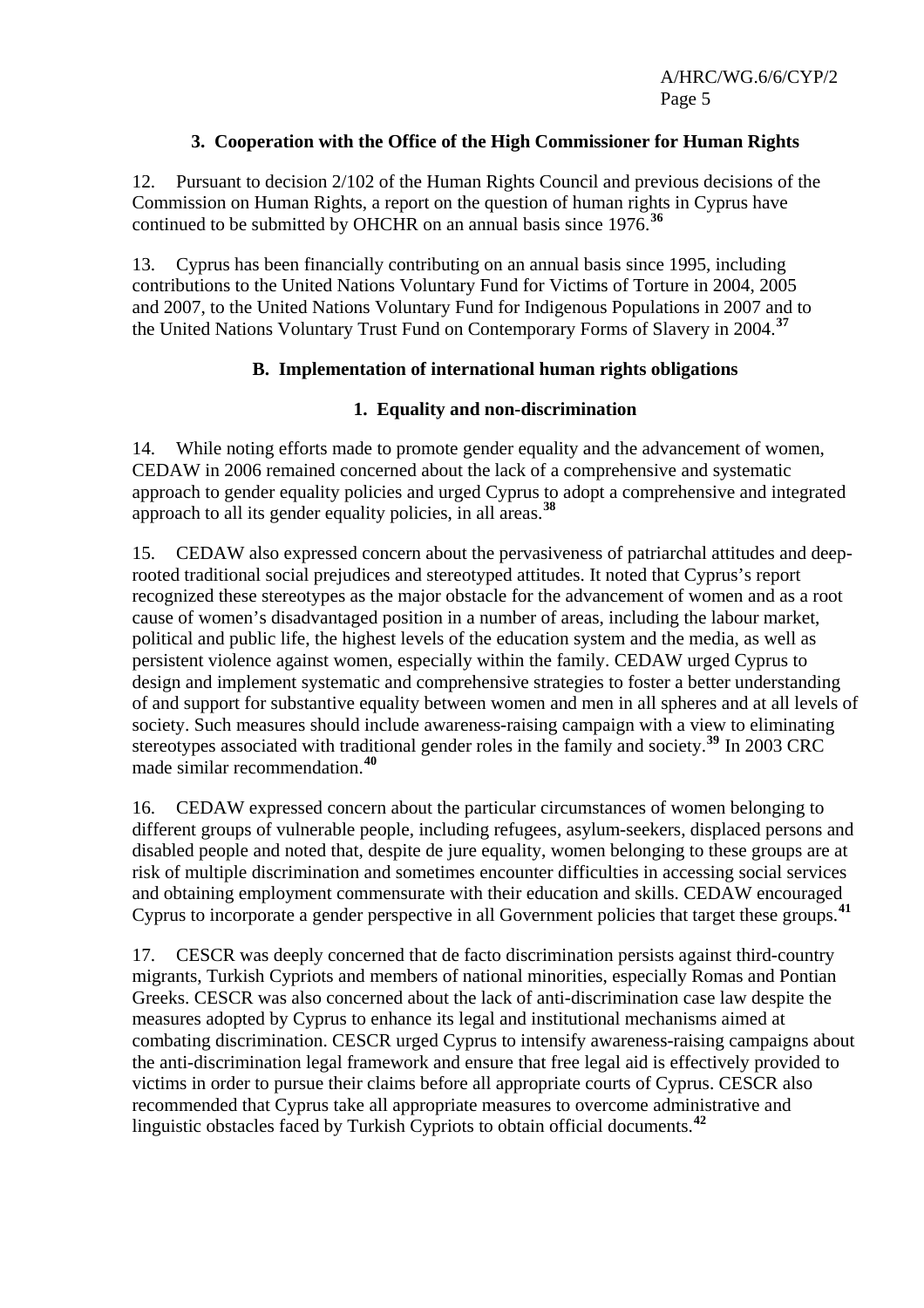### 3. Cooperation with the Office of the High Commissioner for Human Rights

12. Pursuant to decision 2/102 of the Human Rights Council and previous decisions of the Commission on Human Rights, a report on the question of human rights in Cyprus have continued to be submitted by OHCHR on an annual basis since 1976.[36]

13. Cyprus has been financially contributing on an annual basis since 1995, including contributions to the United Nations Voluntary Fund for Victims of Torture in 2004, 2005 and 2007, to the United Nations Voluntary Fund for Indigenous Populations in 2007 and to the United Nations Voluntary Trust Fund on Contemporary Forms of Slavery in 2004.[37]

## B. Implementation of international human rights obligations

### 1. Equality and non-discrimination

14. While noting efforts made to promote gender equality and the advancement of women, CEDAW in 2006 remained concerned about the lack of a comprehensive and systematic approach to gender equality policies and urged Cyprus to adopt a comprehensive and integrated approach to all its gender equality policies, in all areas.[38]

15. CEDAW also expressed concern about the pervasiveness of patriarchal attitudes and deep-rooted traditional social prejudices and stereotyped attitudes. It noted that Cyprus's report recognized these stereotypes as the major obstacle for the advancement of women and as a root cause of women's disadvantaged position in a number of areas, including the labour market, political and public life, the highest levels of the education system and the media, as well as persistent violence against women, especially within the family. CEDAW urged Cyprus to design and implement systematic and comprehensive strategies to foster a better understanding of and support for substantive equality between women and men in all spheres and at all levels of society. Such measures should include awareness-raising campaign with a view to eliminating stereotypes associated with traditional gender roles in the family and society.[39] In 2003 CRC made similar recommendation.[40]

16. CEDAW expressed concern about the particular circumstances of women belonging to different groups of vulnerable people, including refugees, asylum-seekers, displaced persons and disabled people and noted that, despite de jure equality, women belonging to these groups are at risk of multiple discrimination and sometimes encounter difficulties in accessing social services and obtaining employment commensurate with their education and skills. CEDAW encouraged Cyprus to incorporate a gender perspective in all Government policies that target these groups.[41]

17. CESCR was deeply concerned that de facto discrimination persists against third-country migrants, Turkish Cypriots and members of national minorities, especially Romas and Pontian Greeks. CESCR was also concerned about the lack of anti-discrimination case law despite the measures adopted by Cyprus to enhance its legal and institutional mechanisms aimed at combating discrimination. CESCR urged Cyprus to intensify awareness-raising campaigns about the anti-discrimination legal framework and ensure that free legal aid is effectively provided to victims in order to pursue their claims before all appropriate courts of Cyprus. CESCR also recommended that Cyprus take all appropriate measures to overcome administrative and linguistic obstacles faced by Turkish Cypriots to obtain official documents.[42]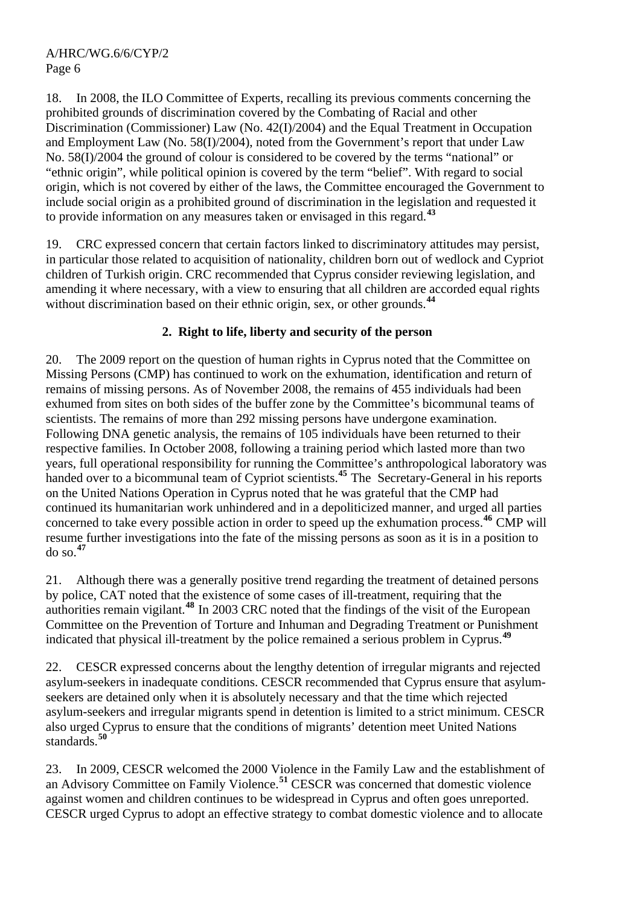18. In 2008, the ILO Committee of Experts, recalling its previous comments concerning the prohibited grounds of discrimination covered by the Combating of Racial and other Discrimination (Commissioner) Law (No. 42(I)/2004) and the Equal Treatment in Occupation and Employment Law (No. 58(I)/2004), noted from the Government's report that under Law No. 58(I)/2004 the ground of colour is considered to be covered by the terms "national" or "ethnic origin", while political opinion is covered by the term "belief". With regard to social origin, which is not covered by either of the laws, the Committee encouraged the Government to include social origin as a prohibited ground of discrimination in the legislation and requested it to provide information on any measures taken or envisaged in this regard.[43]

19. CRC expressed concern that certain factors linked to discriminatory attitudes may persist, in particular those related to acquisition of nationality, children born out of wedlock and Cypriot children of Turkish origin. CRC recommended that Cyprus consider reviewing legislation, and amending it where necessary, with a view to ensuring that all children are accorded equal rights without discrimination based on their ethnic origin, sex, or other grounds.[44]

### 2. Right to life, liberty and security of the person

20. The 2009 report on the question of human rights in Cyprus noted that the Committee on Missing Persons (CMP) has continued to work on the exhumation, identification and return of remains of missing persons. As of November 2008, the remains of 455 individuals had been exhumed from sites on both sides of the buffer zone by the Committee's bicommunal teams of scientists. The remains of more than 292 missing persons have undergone examination. Following DNA genetic analysis, the remains of 105 individuals have been returned to their respective families. In October 2008, following a training period which lasted more than two years, full operational responsibility for running the Committee's anthropological laboratory was handed over to a bicommunal team of Cypriot scientists.[45] The Secretary-General in his reports on the United Nations Operation in Cyprus noted that he was grateful that the CMP had continued its humanitarian work unhindered and in a depoliticized manner, and urged all parties concerned to take every possible action in order to speed up the exhumation process.[46] CMP will resume further investigations into the fate of the missing persons as soon as it is in a position to do so.[47]

21. Although there was a generally positive trend regarding the treatment of detained persons by police, CAT noted that the existence of some cases of ill-treatment, requiring that the authorities remain vigilant.[48] In 2003 CRC noted that the findings of the visit of the European Committee on the Prevention of Torture and Inhuman and Degrading Treatment or Punishment indicated that physical ill-treatment by the police remained a serious problem in Cyprus.[49]

22. CESCR expressed concerns about the lengthy detention of irregular migrants and rejected asylum-seekers in inadequate conditions. CESCR recommended that Cyprus ensure that asylum-seekers are detained only when it is absolutely necessary and that the time which rejected asylum-seekers and irregular migrants spend in detention is limited to a strict minimum. CESCR also urged Cyprus to ensure that the conditions of migrants' detention meet United Nations standards.[50]

23. In 2009, CESCR welcomed the 2000 Violence in the Family Law and the establishment of an Advisory Committee on Family Violence.[51] CESCR was concerned that domestic violence against women and children continues to be widespread in Cyprus and often goes unreported. CESCR urged Cyprus to adopt an effective strategy to combat domestic violence and to allocate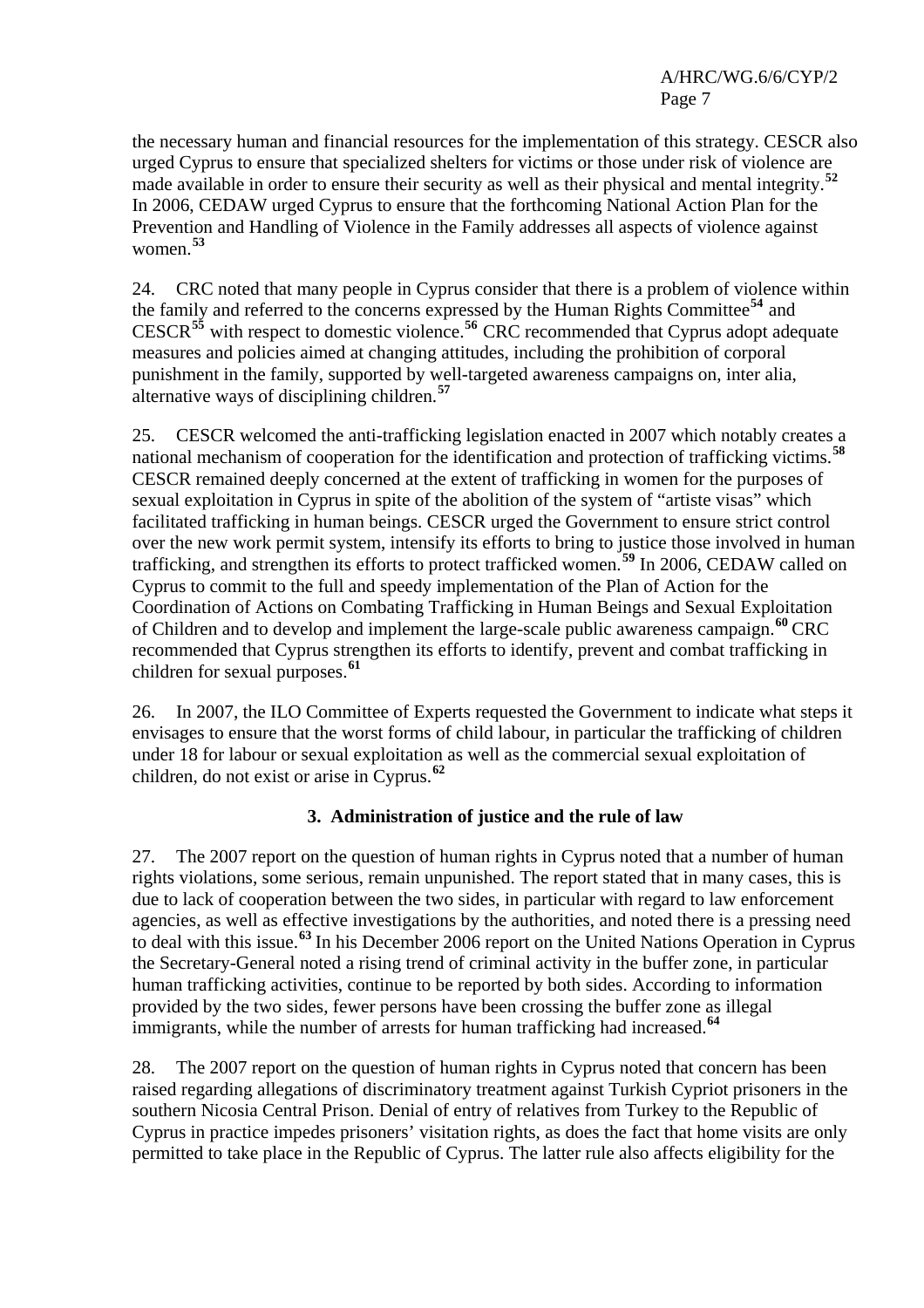the necessary human and financial resources for the implementation of this strategy. CESCR also urged Cyprus to ensure that specialized shelters for victims or those under risk of violence are made available in order to ensure their security as well as their physical and mental integrity.[52] In 2006, CEDAW urged Cyprus to ensure that the forthcoming National Action Plan for the Prevention and Handling of Violence in the Family addresses all aspects of violence against women.[53]

24. CRC noted that many people in Cyprus consider that there is a problem of violence within the family and referred to the concerns expressed by the Human Rights Committee[54] and CESCR[55] with respect to domestic violence.[56] CRC recommended that Cyprus adopt adequate measures and policies aimed at changing attitudes, including the prohibition of corporal punishment in the family, supported by well-targeted awareness campaigns on, inter alia, alternative ways of disciplining children.[57]

25. CESCR welcomed the anti-trafficking legislation enacted in 2007 which notably creates a national mechanism of cooperation for the identification and protection of trafficking victims.[58] CESCR remained deeply concerned at the extent of trafficking in women for the purposes of sexual exploitation in Cyprus in spite of the abolition of the system of “artiste visas” which facilitated trafficking in human beings. CESCR urged the Government to ensure strict control over the new work permit system, intensify its efforts to bring to justice those involved in human trafficking, and strengthen its efforts to protect trafficked women.[59] In 2006, CEDAW called on Cyprus to commit to the full and speedy implementation of the Plan of Action for the Coordination of Actions on Combating Trafficking in Human Beings and Sexual Exploitation of Children and to develop and implement the large-scale public awareness campaign.[60] CRC recommended that Cyprus strengthen its efforts to identify, prevent and combat trafficking in children for sexual purposes.[61]

26. In 2007, the ILO Committee of Experts requested the Government to indicate what steps it envisages to ensure that the worst forms of child labour, in particular the trafficking of children under 18 for labour or sexual exploitation as well as the commercial sexual exploitation of children, do not exist or arise in Cyprus.[62]

### 3. Administration of justice and the rule of law

27. The 2007 report on the question of human rights in Cyprus noted that a number of human rights violations, some serious, remain unpunished. The report stated that in many cases, this is due to lack of cooperation between the two sides, in particular with regard to law enforcement agencies, as well as effective investigations by the authorities, and noted there is a pressing need to deal with this issue.[63] In his December 2006 report on the United Nations Operation in Cyprus the Secretary-General noted a rising trend of criminal activity in the buffer zone, in particular human trafficking activities, continue to be reported by both sides. According to information provided by the two sides, fewer persons have been crossing the buffer zone as illegal immigrants, while the number of arrests for human trafficking had increased.[64]

28. The 2007 report on the question of human rights in Cyprus noted that concern has been raised regarding allegations of discriminatory treatment against Turkish Cypriot prisoners in the southern Nicosia Central Prison. Denial of entry of relatives from Turkey to the Republic of Cyprus in practice impedes prisoners’ visitation rights, as does the fact that home visits are only permitted to take place in the Republic of Cyprus. The latter rule also affects eligibility for the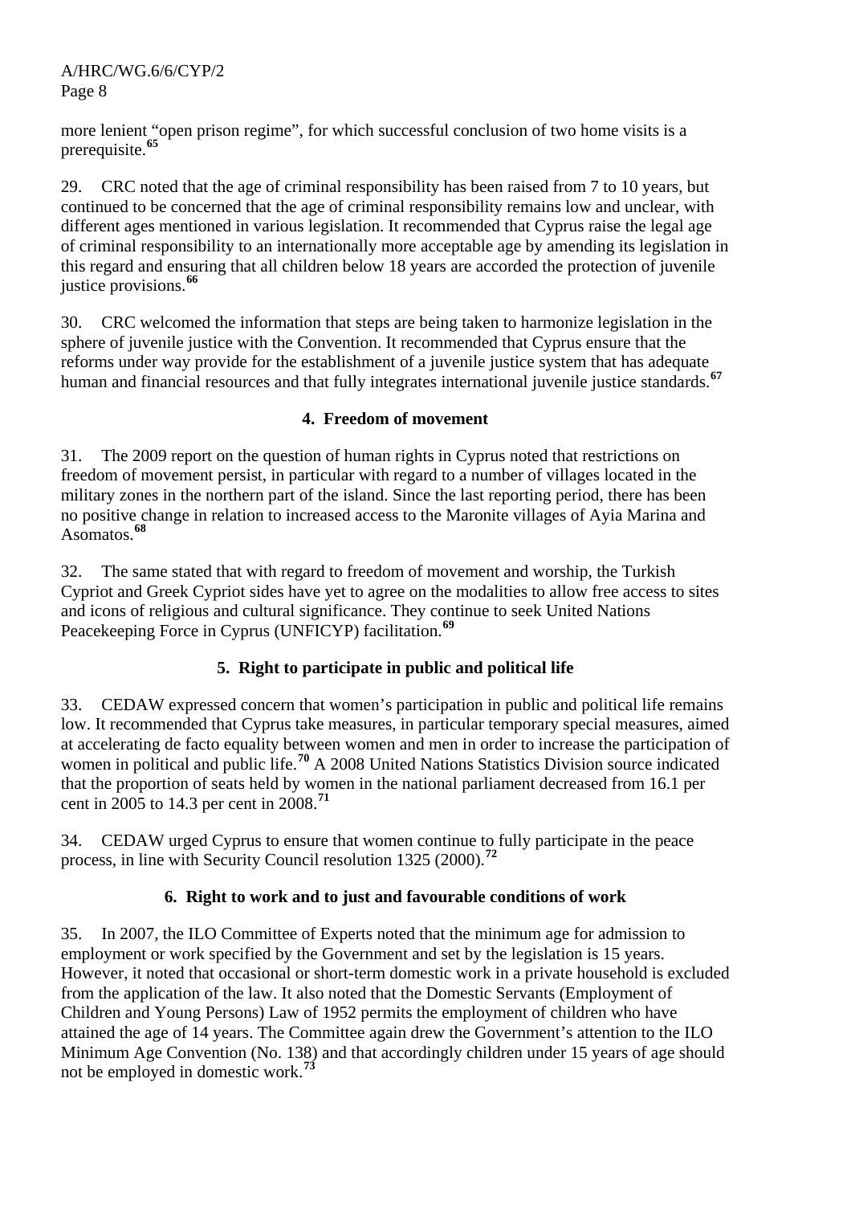more lenient "open prison regime", for which successful conclusion of two home visits is a prerequisite.[65]

29. CRC noted that the age of criminal responsibility has been raised from 7 to 10 years, but continued to be concerned that the age of criminal responsibility remains low and unclear, with different ages mentioned in various legislation. It recommended that Cyprus raise the legal age of criminal responsibility to an internationally more acceptable age by amending its legislation in this regard and ensuring that all children below 18 years are accorded the protection of juvenile justice provisions.[66]

30. CRC welcomed the information that steps are being taken to harmonize legislation in the sphere of juvenile justice with the Convention. It recommended that Cyprus ensure that the reforms under way provide for the establishment of a juvenile justice system that has adequate human and financial resources and that fully integrates international juvenile justice standards.[67]

### 4. Freedom of movement

31. The 2009 report on the question of human rights in Cyprus noted that restrictions on freedom of movement persist, in particular with regard to a number of villages located in the military zones in the northern part of the island. Since the last reporting period, there has been no positive change in relation to increased access to the Maronite villages of Ayia Marina and Asomatos.[68]

32. The same stated that with regard to freedom of movement and worship, the Turkish Cypriot and Greek Cypriot sides have yet to agree on the modalities to allow free access to sites and icons of religious and cultural significance. They continue to seek United Nations Peacekeeping Force in Cyprus (UNFICYP) facilitation.[69]

### 5. Right to participate in public and political life

33. CEDAW expressed concern that women's participation in public and political life remains low. It recommended that Cyprus take measures, in particular temporary special measures, aimed at accelerating de facto equality between women and men in order to increase the participation of women in political and public life.[70] A 2008 United Nations Statistics Division source indicated that the proportion of seats held by women in the national parliament decreased from 16.1 per cent in 2005 to 14.3 per cent in 2008.[71]

34. CEDAW urged Cyprus to ensure that women continue to fully participate in the peace process, in line with Security Council resolution 1325 (2000).[72]

### 6. Right to work and to just and favourable conditions of work

35. In 2007, the ILO Committee of Experts noted that the minimum age for admission to employment or work specified by the Government and set by the legislation is 15 years. However, it noted that occasional or short-term domestic work in a private household is excluded from the application of the law. It also noted that the Domestic Servants (Employment of Children and Young Persons) Law of 1952 permits the employment of children who have attained the age of 14 years. The Committee again drew the Government's attention to the ILO Minimum Age Convention (No. 138) and that accordingly children under 15 years of age should not be employed in domestic work.[73]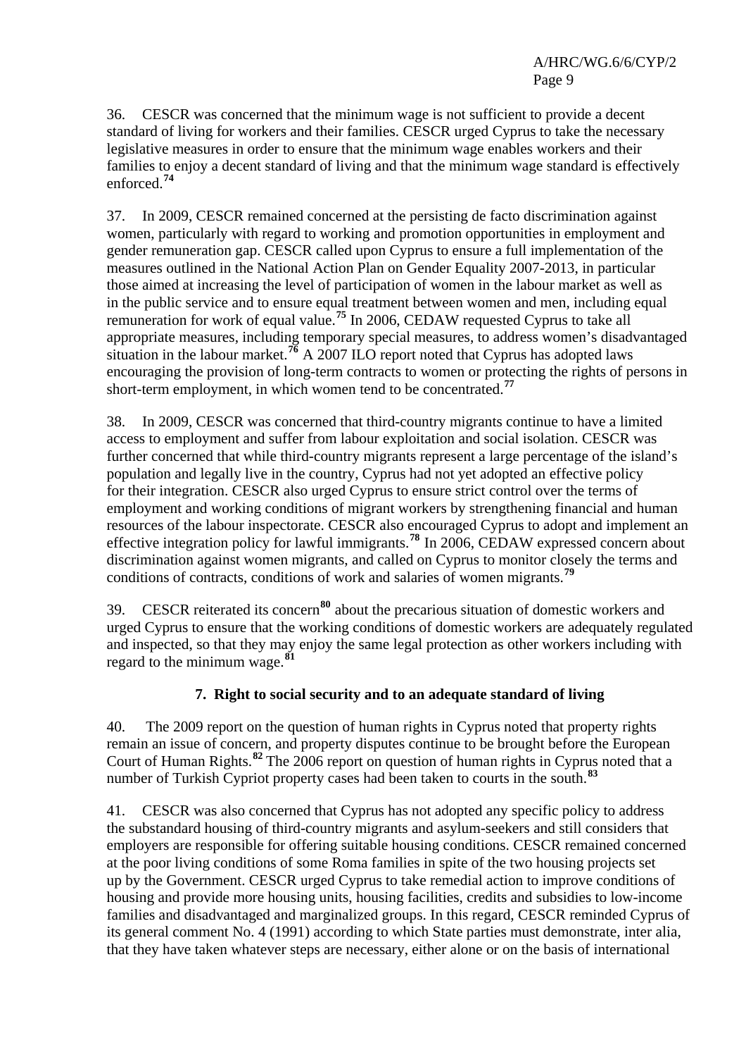36. CESCR was concerned that the minimum wage is not sufficient to provide a decent standard of living for workers and their families. CESCR urged Cyprus to take the necessary legislative measures in order to ensure that the minimum wage enables workers and their families to enjoy a decent standard of living and that the minimum wage standard is effectively enforced.[74]

37. In 2009, CESCR remained concerned at the persisting de facto discrimination against women, particularly with regard to working and promotion opportunities in employment and gender remuneration gap. CESCR called upon Cyprus to ensure a full implementation of the measures outlined in the National Action Plan on Gender Equality 2007-2013, in particular those aimed at increasing the level of participation of women in the labour market as well as in the public service and to ensure equal treatment between women and men, including equal remuneration for work of equal value.[75] In 2006, CEDAW requested Cyprus to take all appropriate measures, including temporary special measures, to address women's disadvantaged situation in the labour market.[76] A 2007 ILO report noted that Cyprus has adopted laws encouraging the provision of long-term contracts to women or protecting the rights of persons in short-term employment, in which women tend to be concentrated.[77]

38. In 2009, CESCR was concerned that third-country migrants continue to have a limited access to employment and suffer from labour exploitation and social isolation. CESCR was further concerned that while third-country migrants represent a large percentage of the island's population and legally live in the country, Cyprus had not yet adopted an effective policy for their integration. CESCR also urged Cyprus to ensure strict control over the terms of employment and working conditions of migrant workers by strengthening financial and human resources of the labour inspectorate. CESCR also encouraged Cyprus to adopt and implement an effective integration policy for lawful immigrants.[78] In 2006, CEDAW expressed concern about discrimination against women migrants, and called on Cyprus to monitor closely the terms and conditions of contracts, conditions of work and salaries of women migrants.[79]

39. CESCR reiterated its concern[80] about the precarious situation of domestic workers and urged Cyprus to ensure that the working conditions of domestic workers are adequately regulated and inspected, so that they may enjoy the same legal protection as other workers including with regard to the minimum wage.[81]

### 7. Right to social security and to an adequate standard of living

40. The 2009 report on the question of human rights in Cyprus noted that property rights remain an issue of concern, and property disputes continue to be brought before the European Court of Human Rights.[82] The 2006 report on question of human rights in Cyprus noted that a number of Turkish Cypriot property cases had been taken to courts in the south.[83]

41. CESCR was also concerned that Cyprus has not adopted any specific policy to address the substandard housing of third-country migrants and asylum-seekers and still considers that employers are responsible for offering suitable housing conditions. CESCR remained concerned at the poor living conditions of some Roma families in spite of the two housing projects set up by the Government. CESCR urged Cyprus to take remedial action to improve conditions of housing and provide more housing units, housing facilities, credits and subsidies to low-income families and disadvantaged and marginalized groups. In this regard, CESCR reminded Cyprus of its general comment No. 4 (1991) according to which State parties must demonstrate, inter alia, that they have taken whatever steps are necessary, either alone or on the basis of international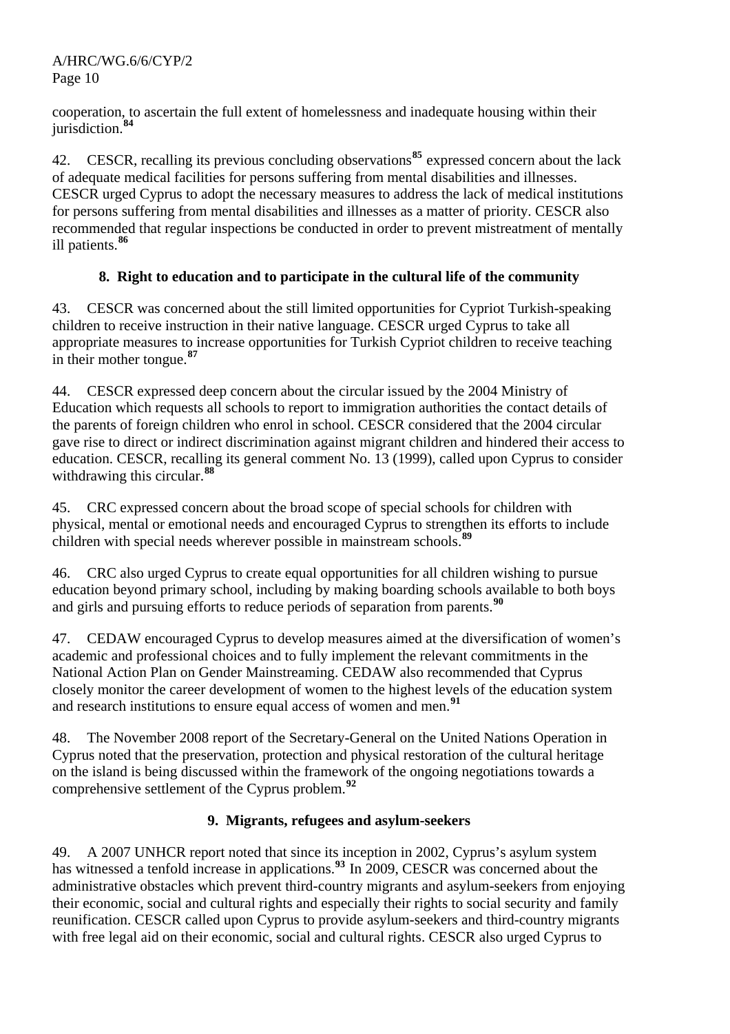cooperation, to ascertain the full extent of homelessness and inadequate housing within their jurisdiction.[84]

42. CESCR, recalling its previous concluding observations[85] expressed concern about the lack of adequate medical facilities for persons suffering from mental disabilities and illnesses. CESCR urged Cyprus to adopt the necessary measures to address the lack of medical institutions for persons suffering from mental disabilities and illnesses as a matter of priority. CESCR also recommended that regular inspections be conducted in order to prevent mistreatment of mentally ill patients.[86]

### 8. Right to education and to participate in the cultural life of the community

43. CESCR was concerned about the still limited opportunities for Cypriot Turkish-speaking children to receive instruction in their native language. CESCR urged Cyprus to take all appropriate measures to increase opportunities for Turkish Cypriot children to receive teaching in their mother tongue.[87]

44. CESCR expressed deep concern about the circular issued by the 2004 Ministry of Education which requests all schools to report to immigration authorities the contact details of the parents of foreign children who enrol in school. CESCR considered that the 2004 circular gave rise to direct or indirect discrimination against migrant children and hindered their access to education. CESCR, recalling its general comment No. 13 (1999), called upon Cyprus to consider withdrawing this circular.[88]

45. CRC expressed concern about the broad scope of special schools for children with physical, mental or emotional needs and encouraged Cyprus to strengthen its efforts to include children with special needs wherever possible in mainstream schools.[89]

46. CRC also urged Cyprus to create equal opportunities for all children wishing to pursue education beyond primary school, including by making boarding schools available to both boys and girls and pursuing efforts to reduce periods of separation from parents.[90]

47. CEDAW encouraged Cyprus to develop measures aimed at the diversification of women's academic and professional choices and to fully implement the relevant commitments in the National Action Plan on Gender Mainstreaming. CEDAW also recommended that Cyprus closely monitor the career development of women to the highest levels of the education system and research institutions to ensure equal access of women and men.[91]

48. The November 2008 report of the Secretary-General on the United Nations Operation in Cyprus noted that the preservation, protection and physical restoration of the cultural heritage on the island is being discussed within the framework of the ongoing negotiations towards a comprehensive settlement of the Cyprus problem.[92]

### 9. Migrants, refugees and asylum-seekers

49. A 2007 UNHCR report noted that since its inception in 2002, Cyprus's asylum system has witnessed a tenfold increase in applications.[93] In 2009, CESCR was concerned about the administrative obstacles which prevent third-country migrants and asylum-seekers from enjoying their economic, social and cultural rights and especially their rights to social security and family reunification. CESCR called upon Cyprus to provide asylum-seekers and third-country migrants with free legal aid on their economic, social and cultural rights. CESCR also urged Cyprus to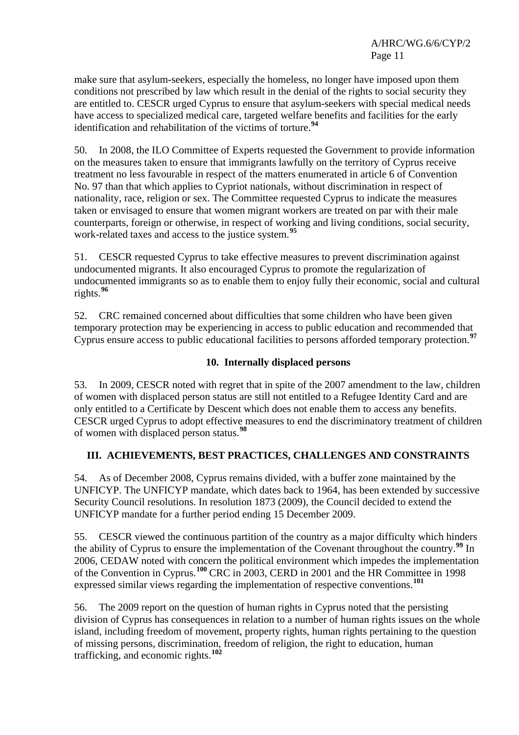make sure that asylum-seekers, especially the homeless, no longer have imposed upon them conditions not prescribed by law which result in the denial of the rights to social security they are entitled to. CESCR urged Cyprus to ensure that asylum-seekers with special medical needs have access to specialized medical care, targeted welfare benefits and facilities for the early identification and rehabilitation of the victims of torture.[94]

50. In 2008, the ILO Committee of Experts requested the Government to provide information on the measures taken to ensure that immigrants lawfully on the territory of Cyprus receive treatment no less favourable in respect of the matters enumerated in article 6 of Convention No. 97 than that which applies to Cypriot nationals, without discrimination in respect of nationality, race, religion or sex. The Committee requested Cyprus to indicate the measures taken or envisaged to ensure that women migrant workers are treated on par with their male counterparts, foreign or otherwise, in respect of working and living conditions, social security, work-related taxes and access to the justice system.[95]

51. CESCR requested Cyprus to take effective measures to prevent discrimination against undocumented migrants. It also encouraged Cyprus to promote the regularization of undocumented immigrants so as to enable them to enjoy fully their economic, social and cultural rights.[96]

52. CRC remained concerned about difficulties that some children who have been given temporary protection may be experiencing in access to public education and recommended that Cyprus ensure access to public educational facilities to persons afforded temporary protection.[97]

### 10. Internally displaced persons

53. In 2009, CESCR noted with regret that in spite of the 2007 amendment to the law, children of women with displaced person status are still not entitled to a Refugee Identity Card and are only entitled to a Certificate by Descent which does not enable them to access any benefits. CESCR urged Cyprus to adopt effective measures to end the discriminatory treatment of children of women with displaced person status.[98]

## III. ACHIEVEMENTS, BEST PRACTICES, CHALLENGES AND CONSTRAINTS

54. As of December 2008, Cyprus remains divided, with a buffer zone maintained by the UNFICYP. The UNFICYP mandate, which dates back to 1964, has been extended by successive Security Council resolutions. In resolution 1873 (2009), the Council decided to extend the UNFICYP mandate for a further period ending 15 December 2009.

55. CESCR viewed the continuous partition of the country as a major difficulty which hinders the ability of Cyprus to ensure the implementation of the Covenant throughout the country.[99] In 2006, CEDAW noted with concern the political environment which impedes the implementation of the Convention in Cyprus.[100] CRC in 2003, CERD in 2001 and the HR Committee in 1998 expressed similar views regarding the implementation of respective conventions.[101]

56. The 2009 report on the question of human rights in Cyprus noted that the persisting division of Cyprus has consequences in relation to a number of human rights issues on the whole island, including freedom of movement, property rights, human rights pertaining to the question of missing persons, discrimination, freedom of religion, the right to education, human trafficking, and economic rights.[102]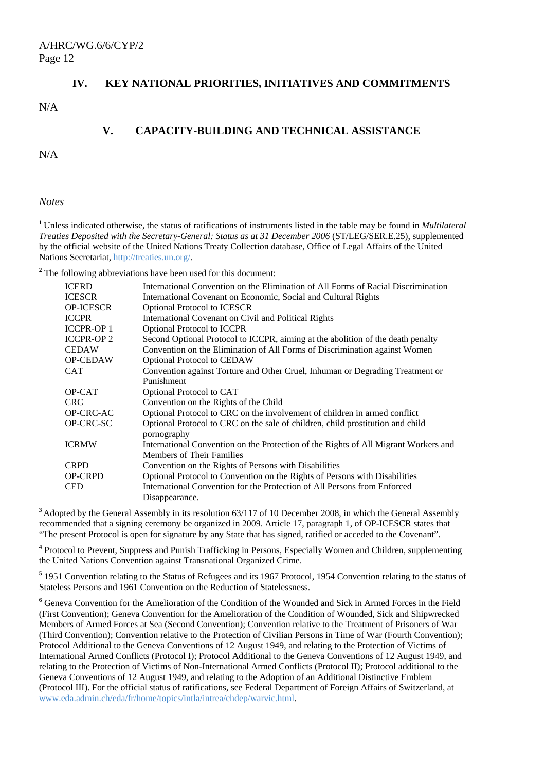## IV. KEY NATIONAL PRIORITIES, INITIATIVES AND COMMITMENTS

N/A

## V. CAPACITY-BUILDING AND TECHNICAL ASSISTANCE

N/A

*Notes*

[1] Unless indicated otherwise, the status of ratifications of instruments listed in the table may be found in *Multilateral Treaties Deposited with the Secretary-General: Status as at 31 December 2006* (ST/LEG/SER.E.25), supplemented by the official website of the United Nations Treaty Collection database, Office of Legal Affairs of the United Nations Secretariat, http://treaties.un.org/.

[2] The following abbreviations have been used for this document:

| | |
|---|---|
| ICERD | International Convention on the Elimination of All Forms of Racial Discrimination |
| ICESCR | International Covenant on Economic, Social and Cultural Rights |
| OP-ICESCR | Optional Protocol to ICESCR |
| ICCPR | International Covenant on Civil and Political Rights |
| ICCPR-OP 1 | Optional Protocol to ICCPR |
| ICCPR-OP 2 | Second Optional Protocol to ICCPR, aiming at the abolition of the death penalty |
| CEDAW | Convention on the Elimination of All Forms of Discrimination against Women |
| OP-CEDAW | Optional Protocol to CEDAW |
| CAT | Convention against Torture and Other Cruel, Inhuman or Degrading Treatment or Punishment |
| OP-CAT | Optional Protocol to CAT |
| CRC | Convention on the Rights of the Child |
| OP-CRC-AC | Optional Protocol to CRC on the involvement of children in armed conflict |
| OP-CRC-SC | Optional Protocol to CRC on the sale of children, child prostitution and child pornography |
| ICRMW | International Convention on the Protection of the Rights of All Migrant Workers and Members of Their Families |
| CRPD | Convention on the Rights of Persons with Disabilities |
| OP-CRPD | Optional Protocol to Convention on the Rights of Persons with Disabilities |
| CED | International Convention for the Protection of All Persons from Enforced Disappearance. |

[3] Adopted by the General Assembly in its resolution 63/117 of 10 December 2008, in which the General Assembly recommended that a signing ceremony be organized in 2009. Article 17, paragraph 1, of OP-ICESCR states that "The present Protocol is open for signature by any State that has signed, ratified or acceded to the Covenant".

[4] Protocol to Prevent, Suppress and Punish Trafficking in Persons, Especially Women and Children, supplementing the United Nations Convention against Transnational Organized Crime.

[5] 1951 Convention relating to the Status of Refugees and its 1967 Protocol, 1954 Convention relating to the status of Stateless Persons and 1961 Convention on the Reduction of Statelessness.

[6] Geneva Convention for the Amelioration of the Condition of the Wounded and Sick in Armed Forces in the Field (First Convention); Geneva Convention for the Amelioration of the Condition of Wounded, Sick and Shipwrecked Members of Armed Forces at Sea (Second Convention); Convention relative to the Treatment of Prisoners of War (Third Convention); Convention relative to the Protection of Civilian Persons in Time of War (Fourth Convention); Protocol Additional to the Geneva Conventions of 12 August 1949, and relating to the Protection of Victims of International Armed Conflicts (Protocol I); Protocol Additional to the Geneva Conventions of 12 August 1949, and relating to the Protection of Victims of Non-International Armed Conflicts (Protocol II); Protocol additional to the Geneva Conventions of 12 August 1949, and relating to the Adoption of an Additional Distinctive Emblem (Protocol III). For the official status of ratifications, see Federal Department of Foreign Affairs of Switzerland, at www.eda.admin.ch/eda/fr/home/topics/intla/intrea/chdep/warvic.html.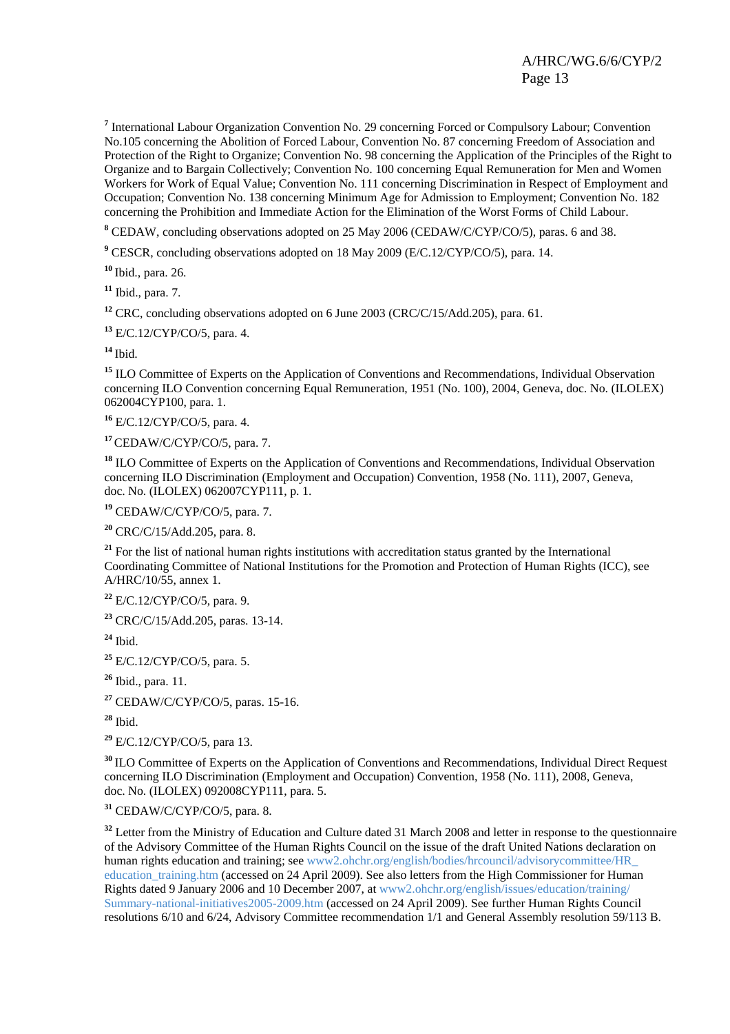[7] International Labour Organization Convention No. 29 concerning Forced or Compulsory Labour; Convention No.105 concerning the Abolition of Forced Labour, Convention No. 87 concerning Freedom of Association and Protection of the Right to Organize; Convention No. 98 concerning the Application of the Principles of the Right to Organize and to Bargain Collectively; Convention No. 100 concerning Equal Remuneration for Men and Women Workers for Work of Equal Value; Convention No. 111 concerning Discrimination in Respect of Employment and Occupation; Convention No. 138 concerning Minimum Age for Admission to Employment; Convention No. 182 concerning the Prohibition and Immediate Action for the Elimination of the Worst Forms of Child Labour.

[8] CEDAW, concluding observations adopted on 25 May 2006 (CEDAW/C/CYP/CO/5), paras. 6 and 38.

[9] CESCR, concluding observations adopted on 18 May 2009 (E/C.12/CYP/CO/5), para. 14.

[10] Ibid., para. 26.

[11] Ibid., para. 7.

[12] CRC, concluding observations adopted on 6 June 2003 (CRC/C/15/Add.205), para. 61.

[13] E/C.12/CYP/CO/5, para. 4.

[14] Ibid.

[15] ILO Committee of Experts on the Application of Conventions and Recommendations, Individual Observation concerning ILO Convention concerning Equal Remuneration, 1951 (No. 100), 2004, Geneva, doc. No. (ILOLEX) 062004CYP100, para. 1.

[16] E/C.12/CYP/CO/5, para. 4.

[17] CEDAW/C/CYP/CO/5, para. 7.

[18] ILO Committee of Experts on the Application of Conventions and Recommendations, Individual Observation concerning ILO Discrimination (Employment and Occupation) Convention, 1958 (No. 111), 2007, Geneva, doc. No. (ILOLEX) 062007CYP111, p. 1.

[19] CEDAW/C/CYP/CO/5, para. 7.

[20] CRC/C/15/Add.205, para. 8.

[21] For the list of national human rights institutions with accreditation status granted by the International Coordinating Committee of National Institutions for the Promotion and Protection of Human Rights (ICC), see A/HRC/10/55, annex 1.

[22] E/C.12/CYP/CO/5, para. 9.

[23] CRC/C/15/Add.205, paras. 13-14.

[24] Ibid.

[25] E/C.12/CYP/CO/5, para. 5.

[26] Ibid., para. 11.

[27] CEDAW/C/CYP/CO/5, paras. 15-16.

[28] Ibid.

[29] E/C.12/CYP/CO/5, para 13.

[30] ILO Committee of Experts on the Application of Conventions and Recommendations, Individual Direct Request concerning ILO Discrimination (Employment and Occupation) Convention, 1958 (No. 111), 2008, Geneva, doc. No. (ILOLEX) 092008CYP111, para. 5.

[31] CEDAW/C/CYP/CO/5, para. 8.

[32] Letter from the Ministry of Education and Culture dated 31 March 2008 and letter in response to the questionnaire of the Advisory Committee of the Human Rights Council on the issue of the draft United Nations declaration on human rights education and training; see www2.ohchr.org/english/bodies/hrcouncil/advisorycommittee/HR_education_training.htm (accessed on 24 April 2009). See also letters from the High Commissioner for Human Rights dated 9 January 2006 and 10 December 2007, at www2.ohchr.org/english/issues/education/training/Summary-national-initiatives2005-2009.htm (accessed on 24 April 2009). See further Human Rights Council resolutions 6/10 and 6/24, Advisory Committee recommendation 1/1 and General Assembly resolution 59/113 B.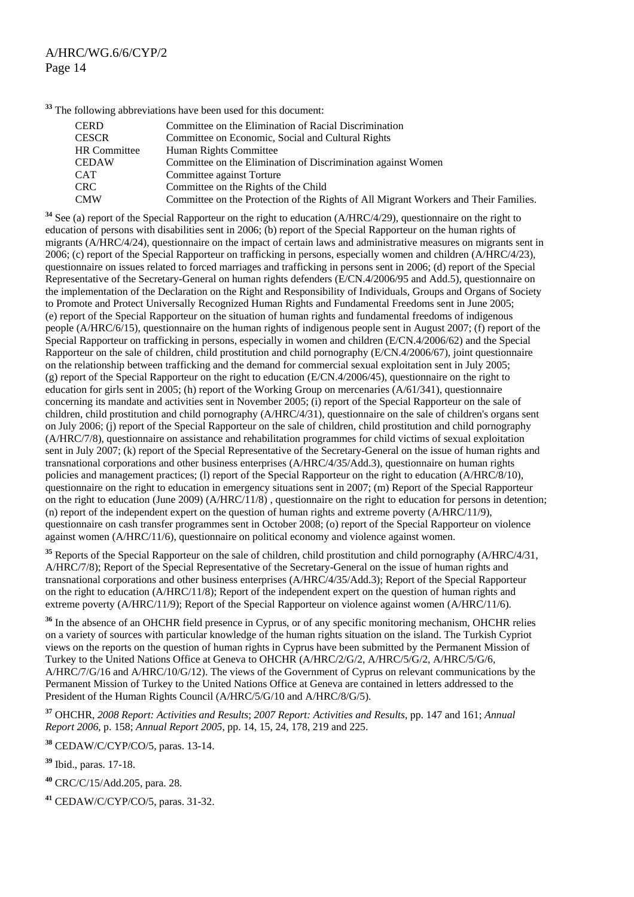[33] The following abbreviations have been used for this document:

| | |
|---|---|
| CERD | Committee on the Elimination of Racial Discrimination |
| CESCR | Committee on Economic, Social and Cultural Rights |
| HR Committee | Human Rights Committee |
| CEDAW | Committee on the Elimination of Discrimination against Women |
| CAT | Committee against Torture |
| CRC | Committee on the Rights of the Child |
| CMW | Committee on the Protection of the Rights of All Migrant Workers and Their Families. |

[34] See (a) report of the Special Rapporteur on the right to education (A/HRC/4/29), questionnaire on the right to education of persons with disabilities sent in 2006; (b) report of the Special Rapporteur on the human rights of migrants (A/HRC/4/24), questionnaire on the impact of certain laws and administrative measures on migrants sent in 2006; (c) report of the Special Rapporteur on trafficking in persons, especially women and children (A/HRC/4/23), questionnaire on issues related to forced marriages and trafficking in persons sent in 2006; (d) report of the Special Representative of the Secretary-General on human rights defenders (E/CN.4/2006/95 and Add.5), questionnaire on the implementation of the Declaration on the Right and Responsibility of Individuals, Groups and Organs of Society to Promote and Protect Universally Recognized Human Rights and Fundamental Freedoms sent in June 2005; (e) report of the Special Rapporteur on the situation of human rights and fundamental freedoms of indigenous people (A/HRC/6/15), questionnaire on the human rights of indigenous people sent in August 2007; (f) report of the Special Rapporteur on trafficking in persons, especially in women and children (E/CN.4/2006/62) and the Special Rapporteur on the sale of children, child prostitution and child pornography (E/CN.4/2006/67), joint questionnaire on the relationship between trafficking and the demand for commercial sexual exploitation sent in July 2005; (g) report of the Special Rapporteur on the right to education (E/CN.4/2006/45), questionnaire on the right to education for girls sent in 2005; (h) report of the Working Group on mercenaries (A/61/341), questionnaire concerning its mandate and activities sent in November 2005; (i) report of the Special Rapporteur on the sale of children, child prostitution and child pornography (A/HRC/4/31), questionnaire on the sale of children's organs sent on July 2006; (j) report of the Special Rapporteur on the sale of children, child prostitution and child pornography (A/HRC/7/8), questionnaire on assistance and rehabilitation programmes for child victims of sexual exploitation sent in July 2007; (k) report of the Special Representative of the Secretary-General on the issue of human rights and transnational corporations and other business enterprises (A/HRC/4/35/Add.3), questionnaire on human rights policies and management practices; (l) report of the Special Rapporteur on the right to education (A/HRC/8/10), questionnaire on the right to education in emergency situations sent in 2007; (m) Report of the Special Rapporteur on the right to education (June 2009) (A/HRC/11/8) , questionnaire on the right to education for persons in detention; (n) report of the independent expert on the question of human rights and extreme poverty (A/HRC/11/9), questionnaire on cash transfer programmes sent in October 2008; (o) report of the Special Rapporteur on violence against women (A/HRC/11/6), questionnaire on political economy and violence against women.

[35] Reports of the Special Rapporteur on the sale of children, child prostitution and child pornography (A/HRC/4/31, A/HRC/7/8); Report of the Special Representative of the Secretary-General on the issue of human rights and transnational corporations and other business enterprises (A/HRC/4/35/Add.3); Report of the Special Rapporteur on the right to education (A/HRC/11/8); Report of the independent expert on the question of human rights and extreme poverty (A/HRC/11/9); Report of the Special Rapporteur on violence against women (A/HRC/11/6).

[36] In the absence of an OHCHR field presence in Cyprus, or of any specific monitoring mechanism, OHCHR relies on a variety of sources with particular knowledge of the human rights situation on the island. The Turkish Cypriot views on the reports on the question of human rights in Cyprus have been submitted by the Permanent Mission of Turkey to the United Nations Office at Geneva to OHCHR (A/HRC/2/G/2, A/HRC/5/G/2, A/HRC/5/G/6, A/HRC/7/G/16 and A/HRC/10/G/12). The views of the Government of Cyprus on relevant communications by the Permanent Mission of Turkey to the United Nations Office at Geneva are contained in letters addressed to the President of the Human Rights Council (A/HRC/5/G/10 and A/HRC/8/G/5).

[37] OHCHR, *2008 Report: Activities and Results*; *2007 Report: Activities and Results*, pp. 147 and 161; *Annual Report 2006*, p. 158; *Annual Report 2005*, pp. 14, 15, 24, 178, 219 and 225.

[38] CEDAW/C/CYP/CO/5, paras. 13-14.

[39] Ibid., paras. 17-18.

[40] CRC/C/15/Add.205, para. 28.

[41] CEDAW/C/CYP/CO/5, paras. 31-32.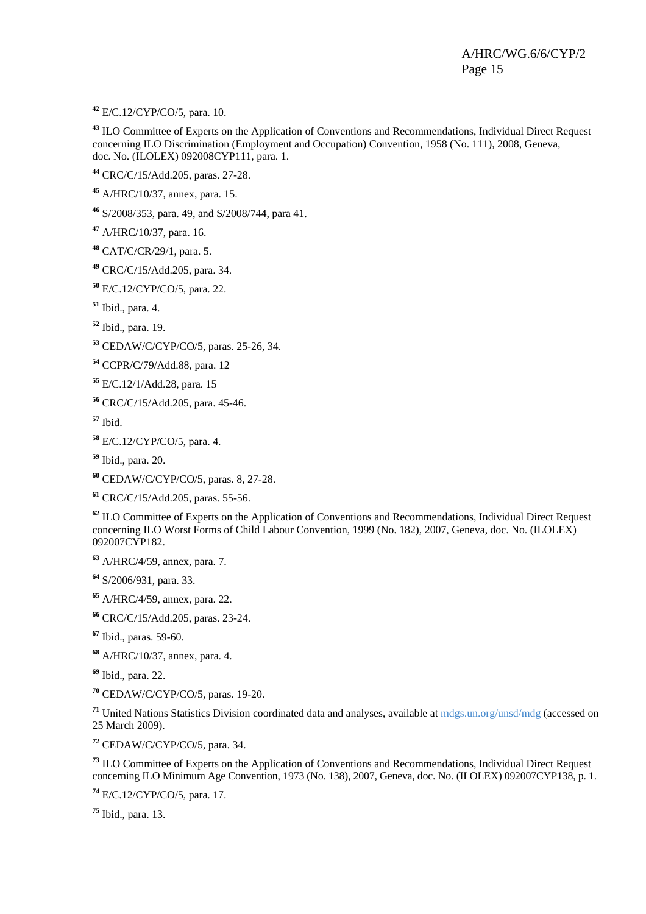[42] E/C.12/CYP/CO/5, para. 10.

[43] ILO Committee of Experts on the Application of Conventions and Recommendations, Individual Direct Request concerning ILO Discrimination (Employment and Occupation) Convention, 1958 (No. 111), 2008, Geneva, doc. No. (ILOLEX) 092008CYP111, para. 1.

[44] CRC/C/15/Add.205, paras. 27-28.

[45] A/HRC/10/37, annex, para. 15.

[46] S/2008/353, para. 49, and S/2008/744, para 41.

[47] A/HRC/10/37, para. 16.

[48] CAT/C/CR/29/1, para. 5.

[49] CRC/C/15/Add.205, para. 34.

[50] E/C.12/CYP/CO/5, para. 22.

[51] Ibid., para. 4.

[52] Ibid., para. 19.

[53] CEDAW/C/CYP/CO/5, paras. 25-26, 34.

[54] CCPR/C/79/Add.88, para. 12

[55] E/C.12/1/Add.28, para. 15

[56] CRC/C/15/Add.205, para. 45-46.

[57] Ibid.

[58] E/C.12/CYP/CO/5, para. 4.

[59] Ibid., para. 20.

[60] CEDAW/C/CYP/CO/5, paras. 8, 27-28.

[61] CRC/C/15/Add.205, paras. 55-56.

[62] ILO Committee of Experts on the Application of Conventions and Recommendations, Individual Direct Request concerning ILO Worst Forms of Child Labour Convention, 1999 (No. 182), 2007, Geneva, doc. No. (ILOLEX) 092007CYP182.

[63] A/HRC/4/59, annex, para. 7.

[64] S/2006/931, para. 33.

[65] A/HRC/4/59, annex, para. 22.

[66] CRC/C/15/Add.205, paras. 23-24.

[67] Ibid., paras. 59-60.

[68] A/HRC/10/37, annex, para. 4.

[69] Ibid., para. 22.

[70] CEDAW/C/CYP/CO/5, paras. 19-20.

[71] United Nations Statistics Division coordinated data and analyses, available at mdgs.un.org/unsd/mdg (accessed on 25 March 2009).

[72] CEDAW/C/CYP/CO/5, para. 34.

[73] ILO Committee of Experts on the Application of Conventions and Recommendations, Individual Direct Request concerning ILO Minimum Age Convention, 1973 (No. 138), 2007, Geneva, doc. No. (ILOLEX) 092007CYP138, p. 1.

[74] E/C.12/CYP/CO/5, para. 17.

[75] Ibid., para. 13.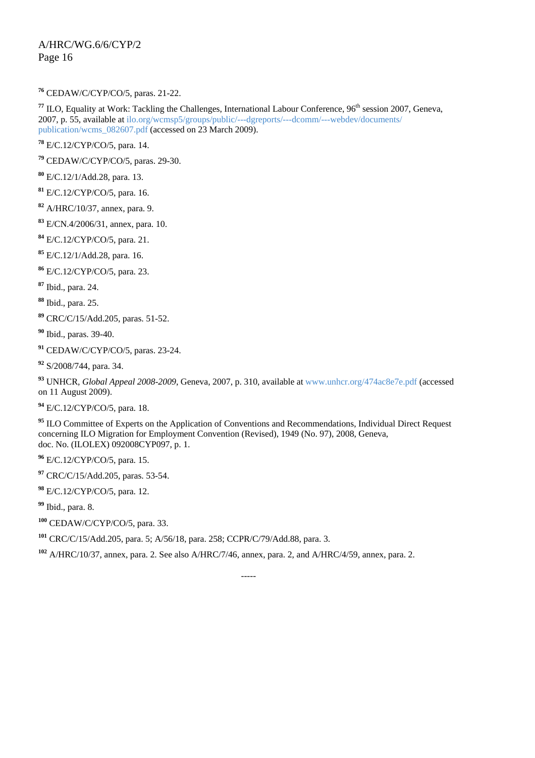[76] CEDAW/C/CYP/CO/5, paras. 21-22.

[77] ILO, Equality at Work: Tackling the Challenges, International Labour Conference, 96th session 2007, Geneva, 2007, p. 55, available at ilo.org/wcmsp5/groups/public/---dgreports/---dcomm/---webdev/documents/publication/wcms_082607.pdf (accessed on 23 March 2009).

[78] E/C.12/CYP/CO/5, para. 14.

[79] CEDAW/C/CYP/CO/5, paras. 29-30.

[80] E/C.12/1/Add.28, para. 13.

[81] E/C.12/CYP/CO/5, para. 16.

[82] A/HRC/10/37, annex, para. 9.

[83] E/CN.4/2006/31, annex, para. 10.

[84] E/C.12/CYP/CO/5, para. 21.

[85] E/C.12/1/Add.28, para. 16.

[86] E/C.12/CYP/CO/5, para. 23.

[87] Ibid., para. 24.

[88] Ibid., para. 25.

[89] CRC/C/15/Add.205, paras. 51-52.

[90] Ibid., paras. 39-40.

[91] CEDAW/C/CYP/CO/5, paras. 23-24.

[92] S/2008/744, para. 34.

[93] UNHCR, *Global Appeal 2008-2009*, Geneva, 2007, p. 310, available at www.unhcr.org/474ac8e7e.pdf (accessed on 11 August 2009).

[94] E/C.12/CYP/CO/5, para. 18.

[95] ILO Committee of Experts on the Application of Conventions and Recommendations, Individual Direct Request concerning ILO Migration for Employment Convention (Revised), 1949 (No. 97), 2008, Geneva, doc. No. (ILOLEX) 092008CYP097, p. 1.

[96] E/C.12/CYP/CO/5, para. 15.

[97] CRC/C/15/Add.205, paras. 53-54.

[98] E/C.12/CYP/CO/5, para. 12.

[99] Ibid., para. 8.

[100] CEDAW/C/CYP/CO/5, para. 33.

[101] CRC/C/15/Add.205, para. 5; A/56/18, para. 258; CCPR/C/79/Add.88, para. 3.

[102] A/HRC/10/37, annex, para. 2. See also A/HRC/7/46, annex, para. 2, and A/HRC/4/59, annex, para. 2.

-----